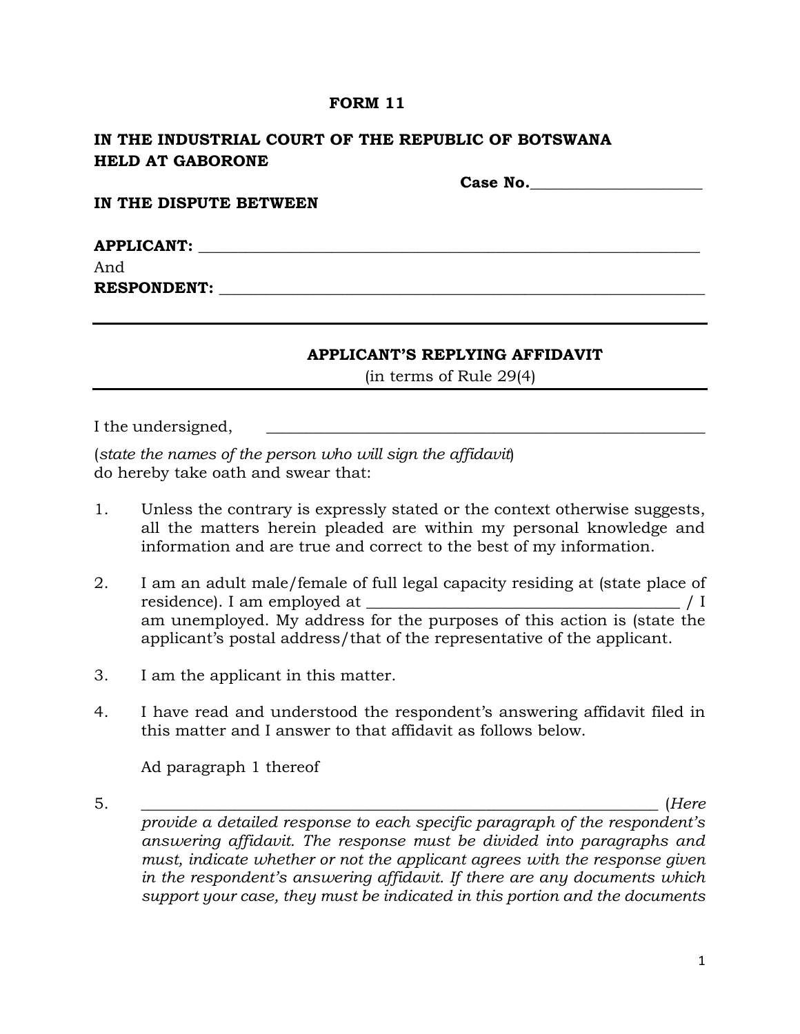**FORM 11**

**IN THE INDUSTRIAL COURT OF THE REPUBLIC OF BOTSWANA**
**HELD AT GABORONE**

**Case No.**______________________

**IN THE DISPUTE BETWEEN**

**APPLICANT:** ________________________________________________________________

And

**RESPONDENT:** ________________________________________________________________

---

**APPLICANT'S REPLYING AFFIDAVIT**
(in terms of Rule 29(4)

---

I the undersigned, ________________________________________________________

(*state the names of the person who will sign the affidavit*)
do hereby take oath and swear that:

1. Unless the contrary is expressly stated or the context otherwise suggests, all the matters herein pleaded are within my personal knowledge and information and are true and correct to the best of my information.

2. I am an adult male/female of full legal capacity residing at (state place of residence). I am employed at ________________________________________ / I am unemployed. My address for the purposes of this action is (state the applicant's postal address/that of the representative of the applicant.

3. I am the applicant in this matter.

4. I have read and understood the respondent's answering affidavit filed in this matter and I answer to that affidavit as follows below.

   Ad paragraph 1 thereof

5. ____________________________________________________________________ (*Here provide a detailed response to each specific paragraph of the respondent's answering affidavit. The response must be divided into paragraphs and must, indicate whether or not the applicant agrees with the response given in the respondent's answering affidavit. If there are any documents which support your case, they must be indicated in this portion and the documents*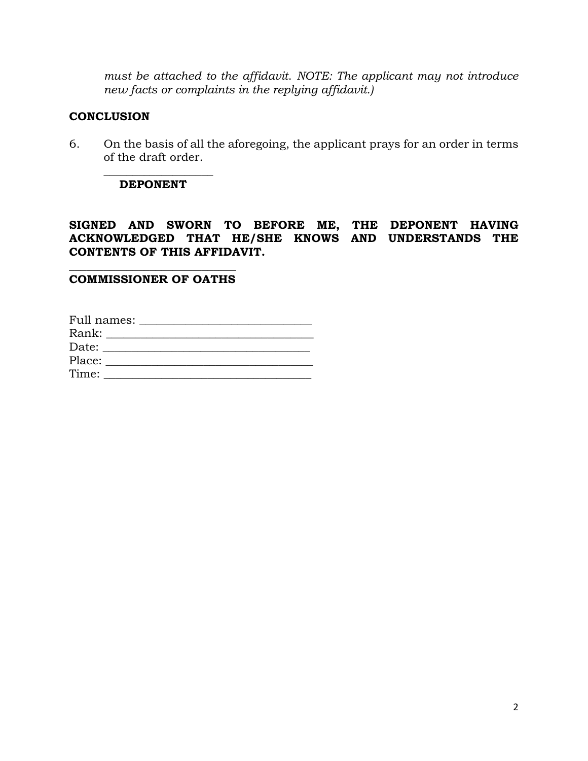*must be attached to the affidavit. NOTE: The applicant may not introduce new facts or complaints in the replying affidavit.)*

**CONCLUSION**

6. On the basis of all the aforegoing, the applicant prays for an order in terms of the draft order.

____________________
**DEPONENT**

**SIGNED AND SWORN TO BEFORE ME, THE DEPONENT HAVING ACKNOWLEDGED THAT HE/SHE KNOWS AND UNDERSTANDS THE CONTENTS OF THIS AFFIDAVIT.**

______________________________
**COMMISSIONER OF OATHS**

Full names: ______________________________
Rank: ___________________________________
Date: ___________________________________
Place: ___________________________________
Time: ___________________________________